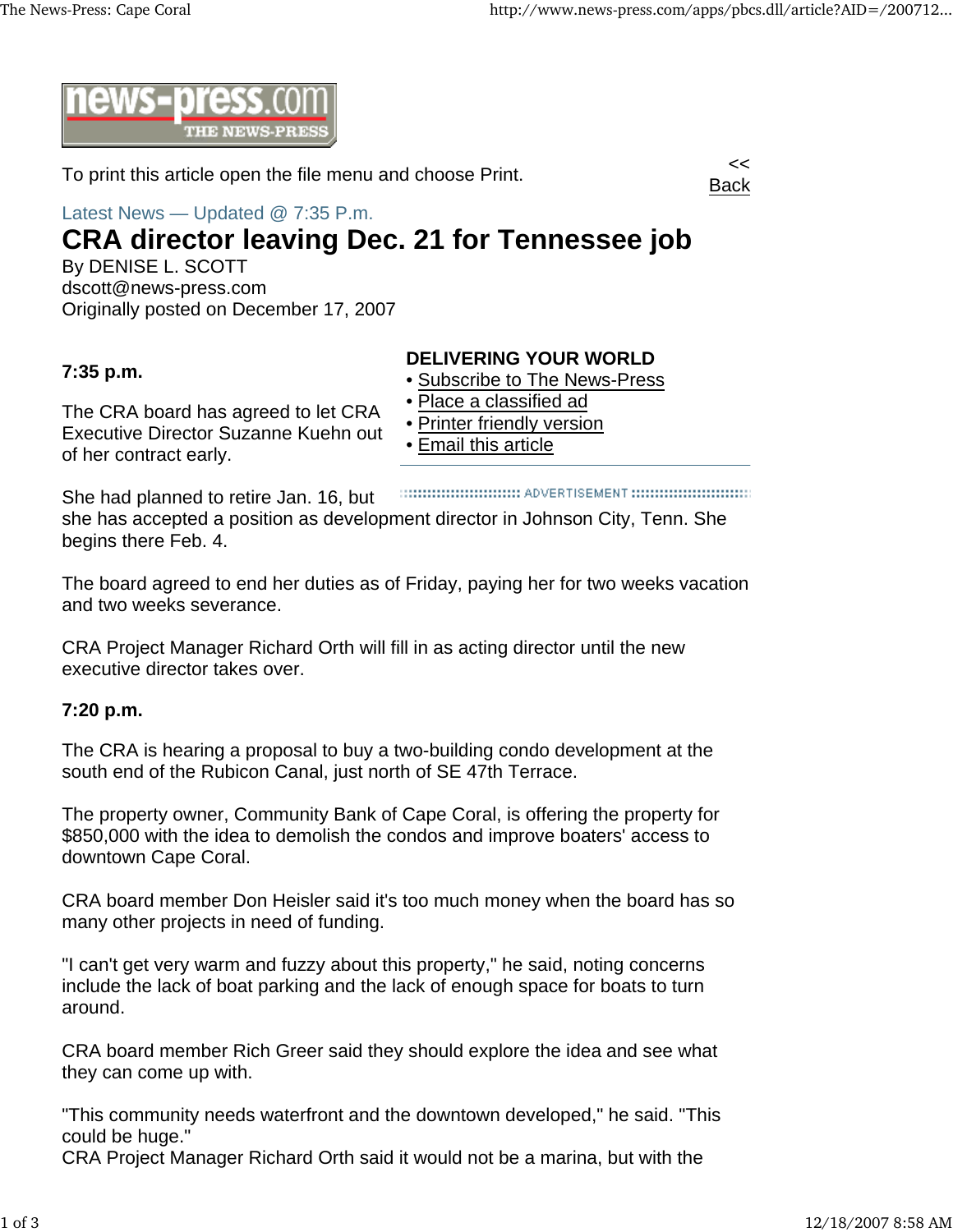To print this article open the file menu and choose Print.

<< Back

Latest News — Updated @ 7:35 P.m.

# CRA director leaving Dec. 21 for Tennessee job

By DENISE L. SCOTT
dscott@news-press.com
Originally posted on December 17, 2007

**DELIVERING YOUR WORLD**

- Subscribe to The News-Press
- Place a classified ad
- Printer friendly version
- Email this article

**7:35 p.m.**

The CRA board has agreed to let CRA Executive Director Suzanne Kuehn out of her contract early.

She had planned to retire Jan. 16, but she has accepted a position as development director in Johnson City, Tenn. She begins there Feb. 4.

The board agreed to end her duties as of Friday, paying her for two weeks vacation and two weeks severance.

CRA Project Manager Richard Orth will fill in as acting director until the new executive director takes over.

**7:20 p.m.**

The CRA is hearing a proposal to buy a two-building condo development at the south end of the Rubicon Canal, just north of SE 47th Terrace.

The property owner, Community Bank of Cape Coral, is offering the property for $850,000 with the idea to demolish the condos and improve boaters' access to downtown Cape Coral.

CRA board member Don Heisler said it's too much money when the board has so many other projects in need of funding.

"I can't get very warm and fuzzy about this property," he said, noting concerns include the lack of boat parking and the lack of enough space for boats to turn around.

CRA board member Rich Greer said they should explore the idea and see what they can come up with.

"This community needs waterfront and the downtown developed," he said. "This could be huge."
CRA Project Manager Richard Orth said it would not be a marina, but with the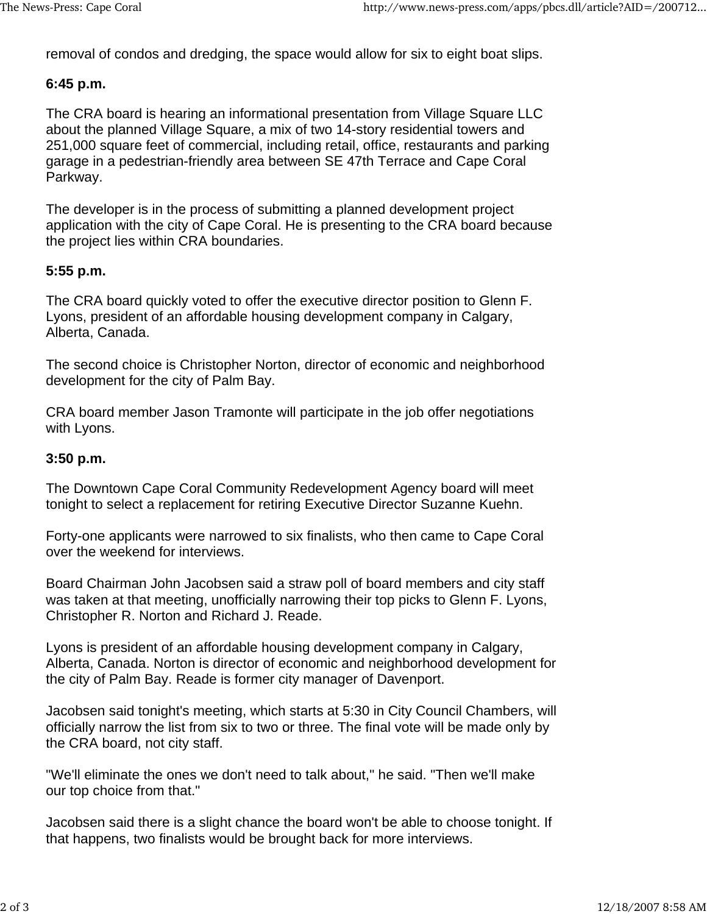removal of condos and dredging, the space would allow for six to eight boat slips.

**6:45 p.m.**

The CRA board is hearing an informational presentation from Village Square LLC about the planned Village Square, a mix of two 14-story residential towers and 251,000 square feet of commercial, including retail, office, restaurants and parking garage in a pedestrian-friendly area between SE 47th Terrace and Cape Coral Parkway.

The developer is in the process of submitting a planned development project application with the city of Cape Coral. He is presenting to the CRA board because the project lies within CRA boundaries.

**5:55 p.m.**

The CRA board quickly voted to offer the executive director position to Glenn F. Lyons, president of an affordable housing development company in Calgary, Alberta, Canada.

The second choice is Christopher Norton, director of economic and neighborhood development for the city of Palm Bay.

CRA board member Jason Tramonte will participate in the job offer negotiations with Lyons.

**3:50 p.m.**

The Downtown Cape Coral Community Redevelopment Agency board will meet tonight to select a replacement for retiring Executive Director Suzanne Kuehn.

Forty-one applicants were narrowed to six finalists, who then came to Cape Coral over the weekend for interviews.

Board Chairman John Jacobsen said a straw poll of board members and city staff was taken at that meeting, unofficially narrowing their top picks to Glenn F. Lyons, Christopher R. Norton and Richard J. Reade.

Lyons is president of an affordable housing development company in Calgary, Alberta, Canada. Norton is director of economic and neighborhood development for the city of Palm Bay. Reade is former city manager of Davenport.

Jacobsen said tonight's meeting, which starts at 5:30 in City Council Chambers, will officially narrow the list from six to two or three. The final vote will be made only by the CRA board, not city staff.

"We'll eliminate the ones we don't need to talk about," he said. "Then we'll make our top choice from that."

Jacobsen said there is a slight chance the board won't be able to choose tonight. If that happens, two finalists would be brought back for more interviews.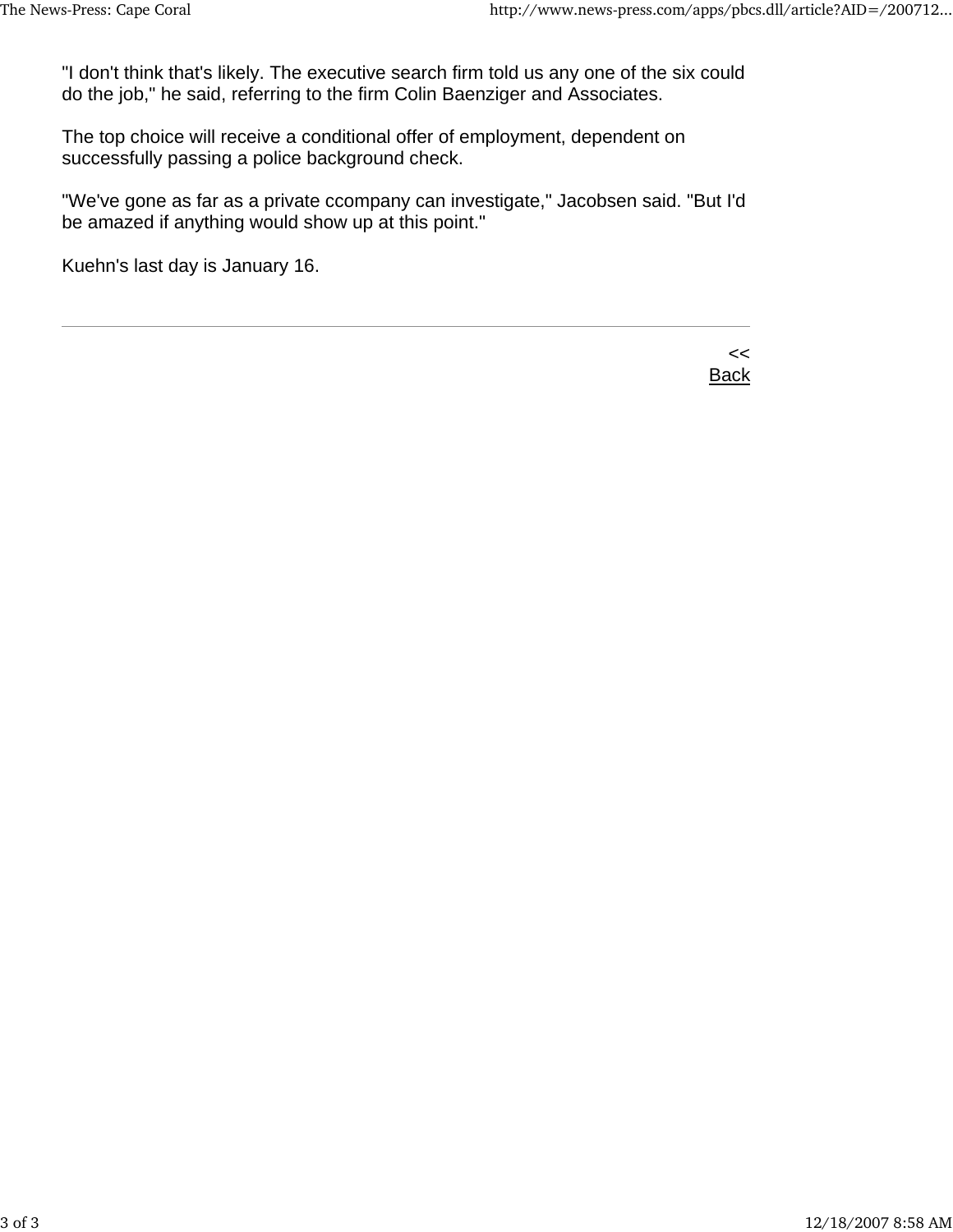"I don't think that's likely. The executive search firm told us any one of the six could do the job," he said, referring to the firm Colin Baenziger and Associates.

The top choice will receive a conditional offer of employment, dependent on successfully passing a police background check.

"We've gone as far as a private ccompany can investigate," Jacobsen said. "But I'd be amazed if anything would show up at this point."

Kuehn's last day is January 16.

---

<< Back